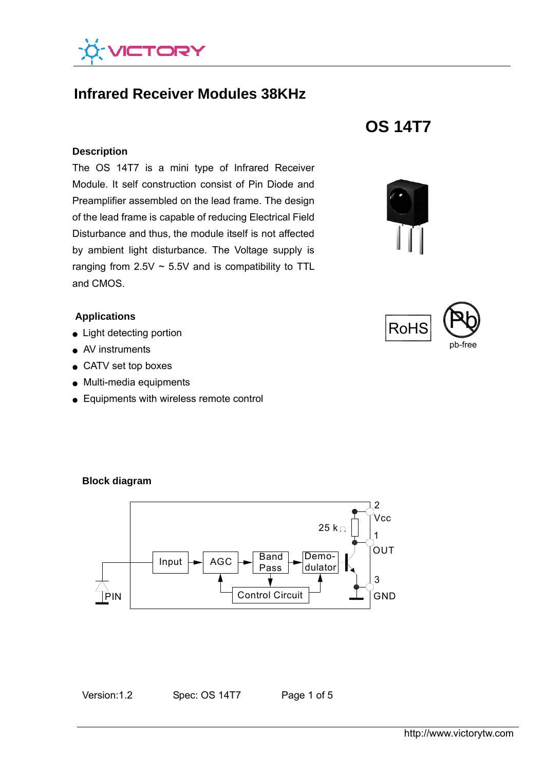# Infrared Receiver Modules 38KHz

## OS 14T7

### Description

The OS 14T7 is a mini type of Infrared Receiver Module. It self construction consist of Pin Diode and Preamplifier assembled on the lead frame. The design of the lead frame is capable of reducing Electrical Field Disturbance and thus, the module itself is not affected by ambient light disturbance. The Voltage supply is ranging from 2.5V ~ 5.5V and is compatibility to TTL and CMOS.

RoHS

pb-free

### Applications

- Light detecting portion
- AV instruments
- CATV set top boxes
- Multi-media equipments
- Equipments with wireless remote control

### Block diagram

25 kΩ

2
Vcc

1
OUT

3
GND

Input

AGC

Band Pass

Demo-dulator

Control Circuit

PIN

Version:1.2 Spec: OS 14T7

http://www.victorytw.com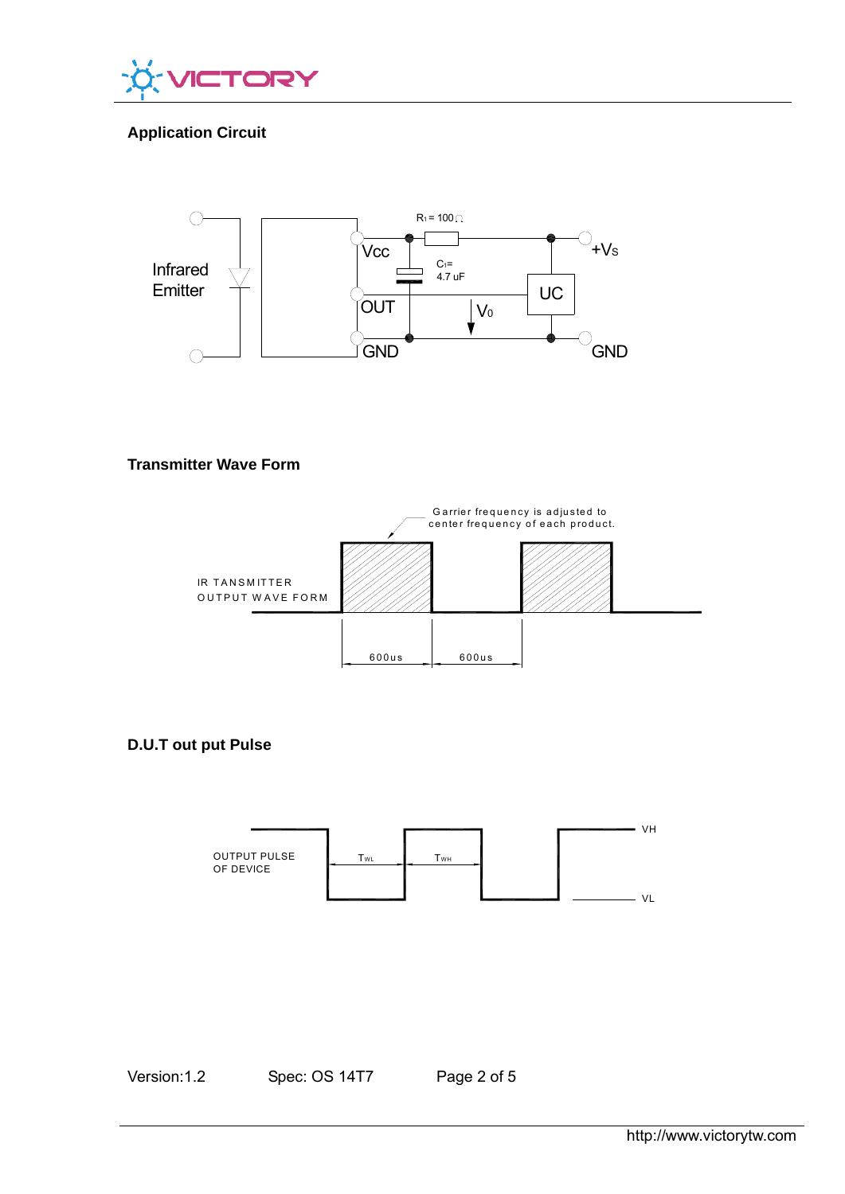## Application Circuit

Infrared Emitter

Vcc

OUT

GND

$R_1 = 100\Omega$

$C_1 =$ 4.7 uF

UC

$V_0$

$+V_S$

GND

## Transmitter Wave Form

Garrier frequency is adjusted to center frequency of each product.

IR TANSMITTER OUTPUT WAVE FORM

600us

600us

## D.U.T out put Pulse

OUTPUT PULSE OF DEVICE

$T_{WL}$

$T_{WH}$

VH

VL

Version:1.2 Spec: OS 14T7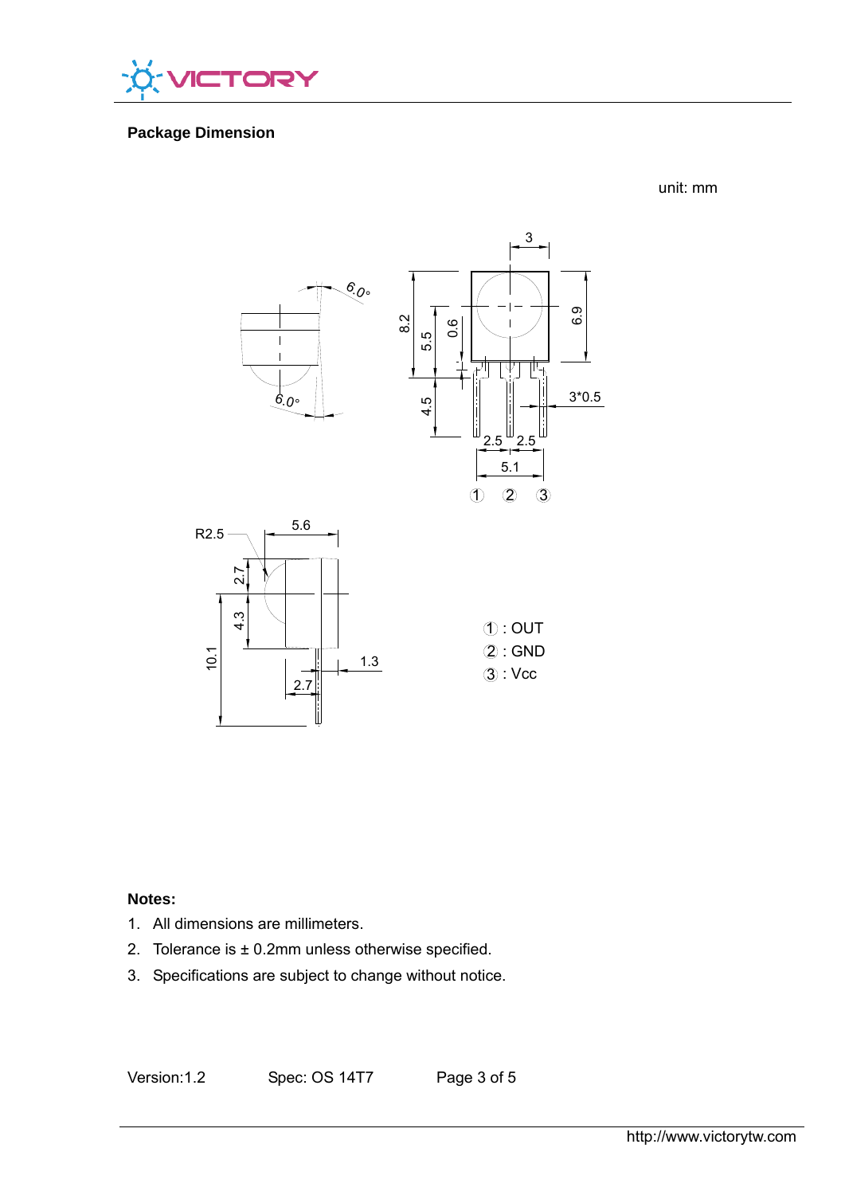## Package Dimension

unit: mm

6.0°

6.0°

3

8.2

5.5

0.6

6.9

4.5

3*0.5

2.5

2.5

5.1

① ② ③

R2.5

5.6

2.7

4.3

10.1

1.3

2.7

① : OUT
② : GND
③ : Vcc

**Notes:**

1. All dimensions are millimeters.
2. Tolerance is ± 0.2mm unless otherwise specified.
3. Specifications are subject to change without notice.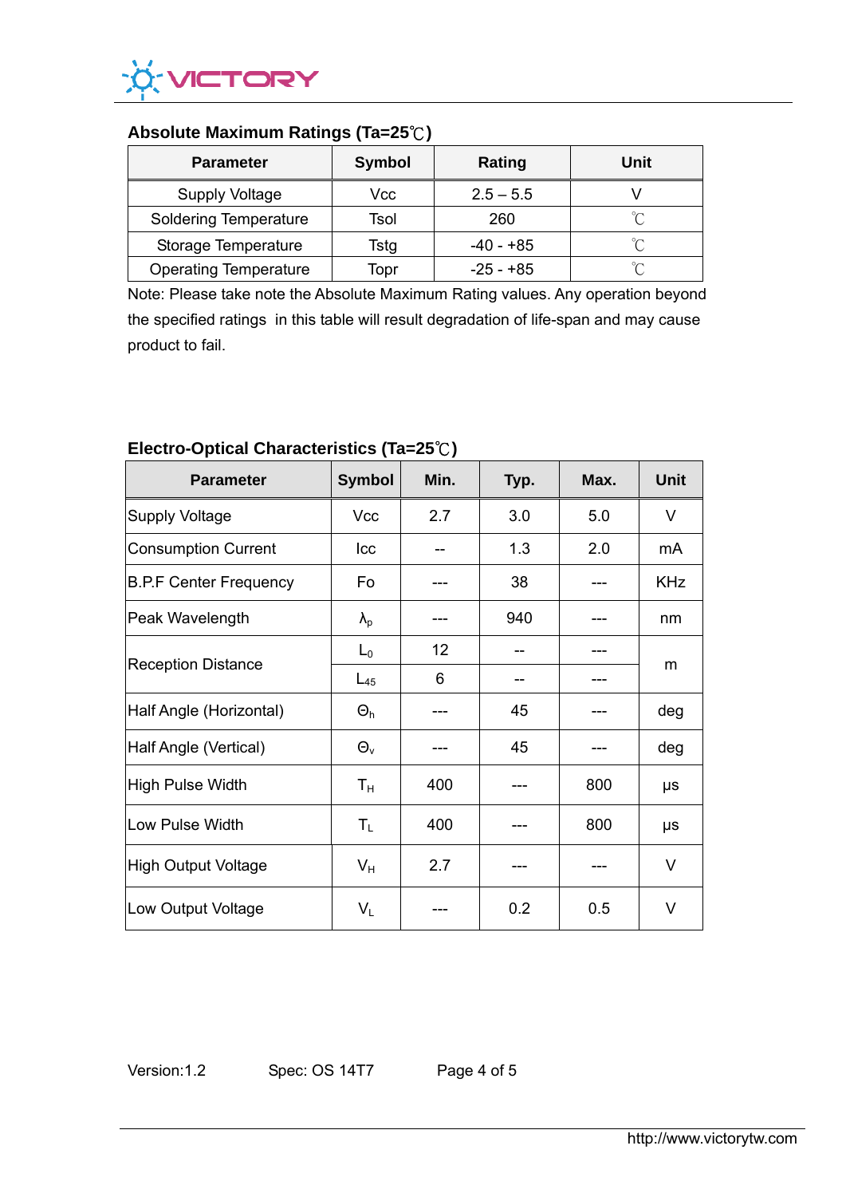### Absolute Maximum Ratings (Ta=25℃)

| Parameter | Symbol | Rating | Unit |
|---|---|---|---|
| Supply Voltage | Vcc | 2.5 – 5.5 | V |
| Soldering Temperature | Tsol | 260 | ℃ |
| Storage Temperature | Tstg | -40 - +85 | ℃ |
| Operating Temperature | Topr | -25 - +85 | ℃ |

Note: Please take note the Absolute Maximum Rating values. Any operation beyond the specified ratings in this table will result degradation of life-span and may cause product to fail.

### Electro-Optical Characteristics (Ta=25℃)

| Parameter | Symbol | Min. | Typ. | Max. | Unit |
|---|---|---|---|---|---|
| Supply Voltage | Vcc | 2.7 | 3.0 | 5.0 | V |
| Consumption Current | Icc | -- | 1.3 | 2.0 | mA |
| B.P.F Center Frequency | Fo | --- | 38 | --- | KHz |
| Peak Wavelength | $\lambda_p$ | --- | 940 | --- | nm |
| Reception Distance | $L_0$ | 12 | -- | --- | m |
| | $L_{45}$ | 6 | -- | --- | |
| Half Angle (Horizontal) | $\Theta_h$ | --- | 45 | --- | deg |
| Half Angle (Vertical) | $\Theta_v$ | --- | 45 | --- | deg |
| High Pulse Width | $T_H$ | 400 | --- | 800 | μs |
| Low Pulse Width | $T_L$ | 400 | --- | 800 | μs |
| High Output Voltage | $V_H$ | 2.7 | --- | --- | V |
| Low Output Voltage | $V_L$ | --- | 0.2 | 0.5 | V |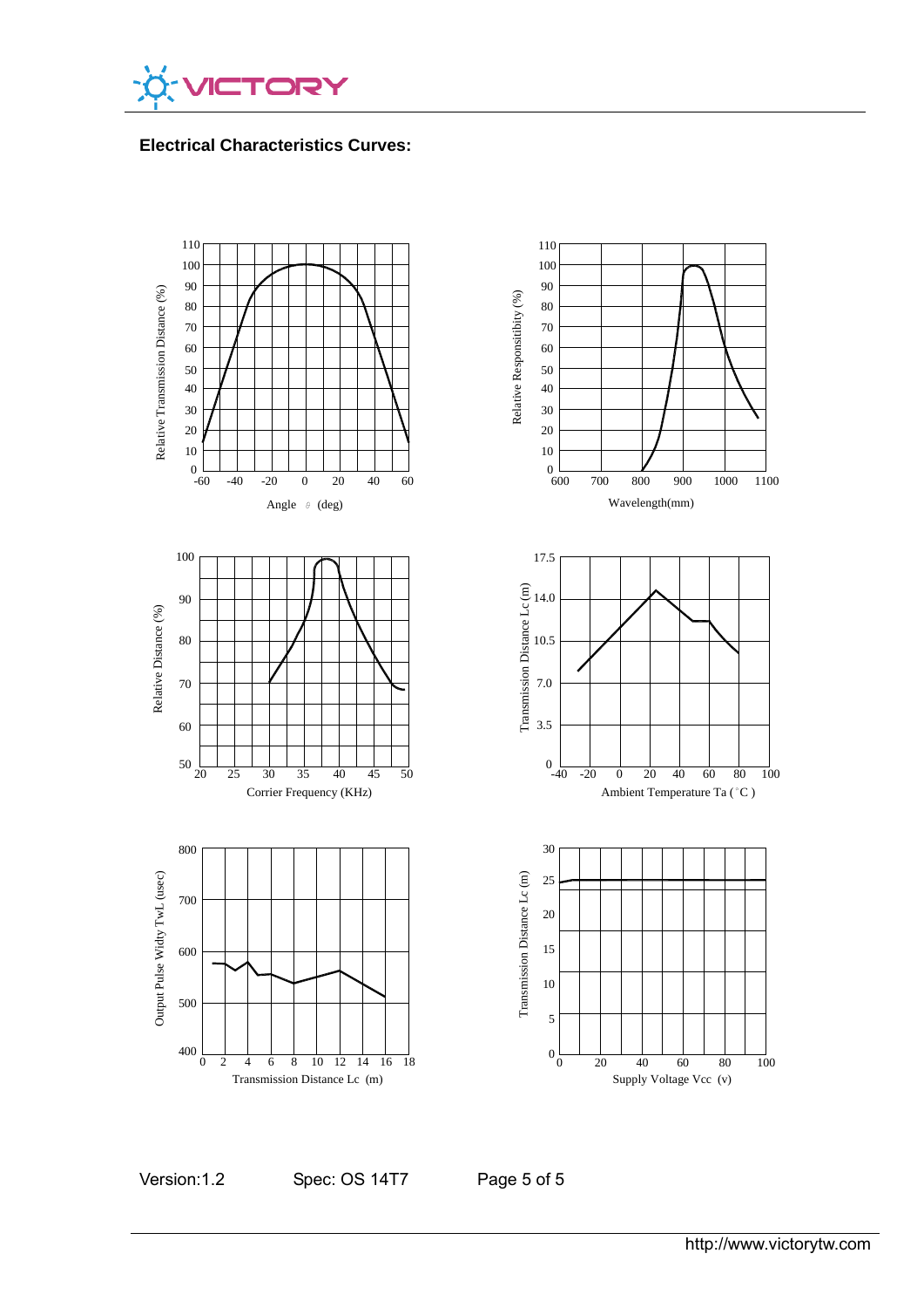## Electrical Characteristics Curves:

110
100
90
80
70
60
50
40
30
20
10
0
-60 -40 -20 0 20 40 60
Angle θ (deg)
Relative Transmission Distance (%)

110
100
90
80
70
60
50
40
30
20
10
0
600 700 800 900 1000 1100
Wavelength(mm)
Relative Responsitiibity (%)

100
90
80
70
60
50
20 25 30 35 40 45 50
Corrier Frequency (KHz)
Relative Distance (%)

17.5
14.0
10.5
7.0
3.5
0
-40 -20 0 20 40 60 80 100
Ambient Temperature Ta (˚C )
Transmission Distance Lc (m)

800
700
600
500
400
0 2 4 6 8 10 12 14 16 18
Transmission Distance Lc (m)
Output Pulse Widty TwL (usec)

30
25
20
15
10
5
0
0 20 40 60 80 100
Supply Voltage Vcc (v)
Transmission Distance Lc (m)

Version:1.2 Spec: OS 14T7